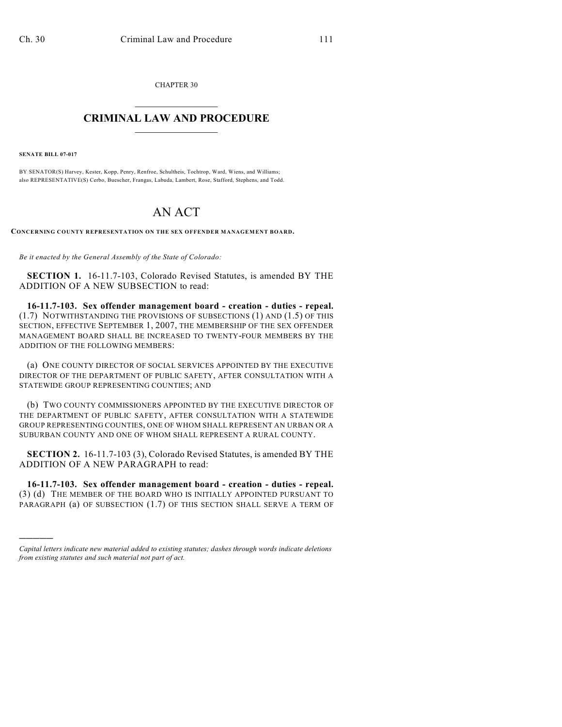CHAPTER 30

# CRIMINAL LAW AND PROCEDURE

**SENATE BILL 07-017**

BY SENATOR(S) Harvey, Kester, Kopp, Penry, Renfroe, Schultheis, Tochtrop, Ward, Wiens, and Williams;
also REPRESENTATIVE(S) Cerbo, Buescher, Frangas, Labuda, Lambert, Rose, Stafford, Stephens, and Todd.

# AN ACT

**CONCERNING COUNTY REPRESENTATION ON THE SEX OFFENDER MANAGEMENT BOARD.**

*Be it enacted by the General Assembly of the State of Colorado:*

**SECTION 1.** 16-11.7-103, Colorado Revised Statutes, is amended BY THE ADDITION OF A NEW SUBSECTION to read:

**16-11.7-103. Sex offender management board - creation - duties - repeal.** (1.7) NOTWITHSTANDING THE PROVISIONS OF SUBSECTIONS (1) AND (1.5) OF THIS SECTION, EFFECTIVE SEPTEMBER 1, 2007, THE MEMBERSHIP OF THE SEX OFFENDER MANAGEMENT BOARD SHALL BE INCREASED TO TWENTY-FOUR MEMBERS BY THE ADDITION OF THE FOLLOWING MEMBERS:

(a) ONE COUNTY DIRECTOR OF SOCIAL SERVICES APPOINTED BY THE EXECUTIVE DIRECTOR OF THE DEPARTMENT OF PUBLIC SAFETY, AFTER CONSULTATION WITH A STATEWIDE GROUP REPRESENTING COUNTIES; AND

(b) TWO COUNTY COMMISSIONERS APPOINTED BY THE EXECUTIVE DIRECTOR OF THE DEPARTMENT OF PUBLIC SAFETY, AFTER CONSULTATION WITH A STATEWIDE GROUP REPRESENTING COUNTIES, ONE OF WHOM SHALL REPRESENT AN URBAN OR A SUBURBAN COUNTY AND ONE OF WHOM SHALL REPRESENT A RURAL COUNTY.

**SECTION 2.** 16-11.7-103 (3), Colorado Revised Statutes, is amended BY THE ADDITION OF A NEW PARAGRAPH to read:

**16-11.7-103. Sex offender management board - creation - duties - repeal.** (3) (d) THE MEMBER OF THE BOARD WHO IS INITIALLY APPOINTED PURSUANT TO PARAGRAPH (a) OF SUBSECTION (1.7) OF THIS SECTION SHALL SERVE A TERM OF

---

*Capital letters indicate new material added to existing statutes; dashes through words indicate deletions from existing statutes and such material not part of act.*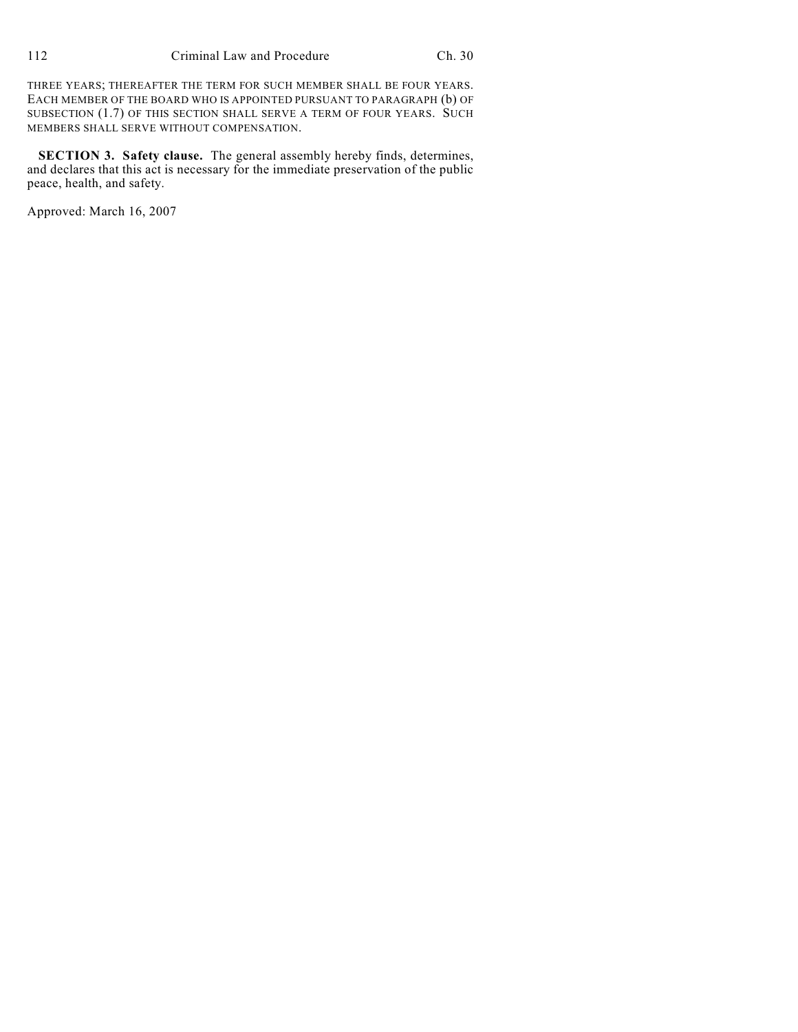THREE YEARS; THEREAFTER THE TERM FOR SUCH MEMBER SHALL BE FOUR YEARS. EACH MEMBER OF THE BOARD WHO IS APPOINTED PURSUANT TO PARAGRAPH (b) OF SUBSECTION (1.7) OF THIS SECTION SHALL SERVE A TERM OF FOUR YEARS. SUCH MEMBERS SHALL SERVE WITHOUT COMPENSATION.

**SECTION 3. Safety clause.** The general assembly hereby finds, determines, and declares that this act is necessary for the immediate preservation of the public peace, health, and safety.

Approved: March 16, 2007